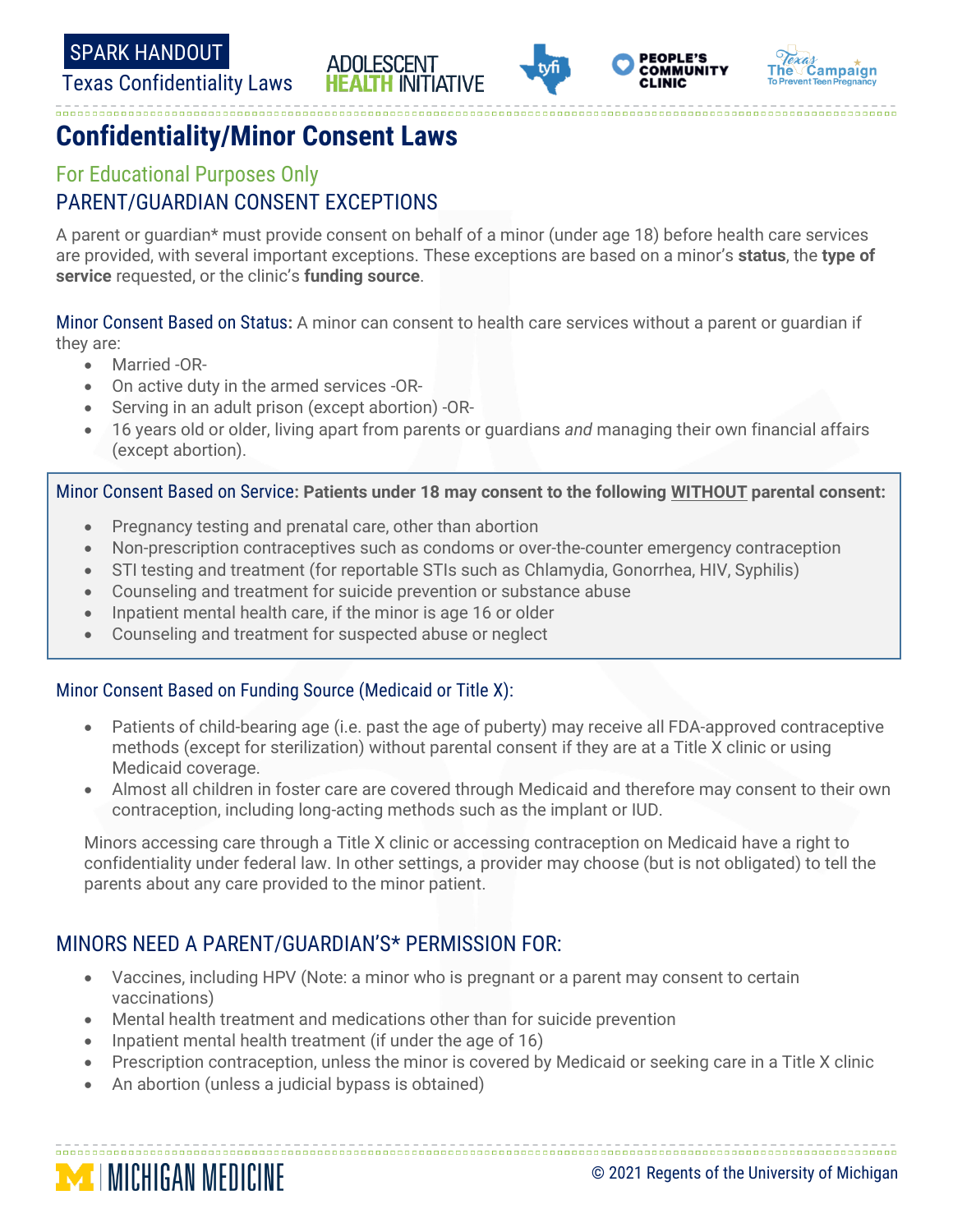SPARK HANDOUT

Texas Confidentiality Laws

# Confidentiality/Minor Consent Laws

## For Educational Purposes Only

## PARENT/GUARDIAN CONSENT EXCEPTIONS

A parent or guardian* must provide consent on behalf of a minor (under age 18) before health care services are provided, with several important exceptions. These exceptions are based on a minor's **status**, the **type of service** requested, or the clinic's **funding source**.

### Minor Consent Based on Status:

A minor can consent to health care services without a parent or guardian if they are:

- Married -OR-
- On active duty in the armed services -OR-
- Serving in an adult prison (except abortion) -OR-
- 16 years old or older, living apart from parents or guardians *and* managing their own financial affairs (except abortion).

### Minor Consent Based on Service:

**Patients under 18 may consent to the following WITHOUT parental consent:**

- Pregnancy testing and prenatal care, other than abortion
- Non-prescription contraceptives such as condoms or over-the-counter emergency contraception
- STI testing and treatment (for reportable STIs such as Chlamydia, Gonorrhea, HIV, Syphilis)
- Counseling and treatment for suicide prevention or substance abuse
- Inpatient mental health care, if the minor is age 16 or older
- Counseling and treatment for suspected abuse or neglect

### Minor Consent Based on Funding Source (Medicaid or Title X):

- Patients of child-bearing age (i.e. past the age of puberty) may receive all FDA-approved contraceptive methods (except for sterilization) without parental consent if they are at a Title X clinic or using Medicaid coverage.
- Almost all children in foster care are covered through Medicaid and therefore may consent to their own contraception, including long-acting methods such as the implant or IUD.

Minors accessing care through a Title X clinic or accessing contraception on Medicaid have a right to confidentiality under federal law. In other settings, a provider may choose (but is not obligated) to tell the parents about any care provided to the minor patient.

## MINORS NEED A PARENT/GUARDIAN'S* PERMISSION FOR:

- Vaccines, including HPV (Note: a minor who is pregnant or a parent may consent to certain vaccinations)
- Mental health treatment and medications other than for suicide prevention
- Inpatient mental health treatment (if under the age of 16)
- Prescription contraception, unless the minor is covered by Medicaid or seeking care in a Title X clinic
- An abortion (unless a judicial bypass is obtained)

© 2021 Regents of the University of Michigan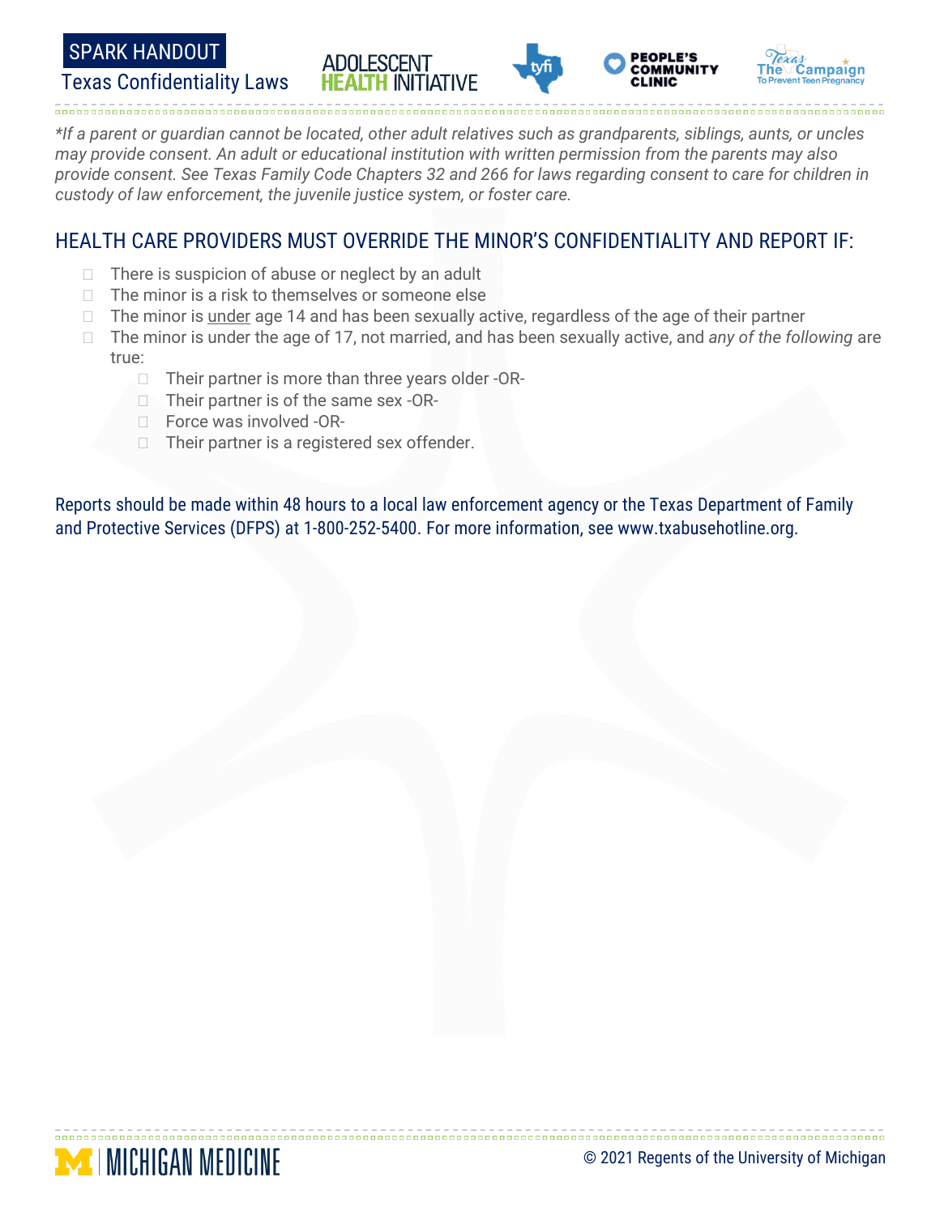*\*If a parent or guardian cannot be located, other adult relatives such as grandparents, siblings, aunts, or uncles may provide consent. An adult or educational institution with written permission from the parents may also provide consent. See Texas Family Code Chapters 32 and 266 for laws regarding consent to care for children in custody of law enforcement, the juvenile justice system, or foster care.*

## HEALTH CARE PROVIDERS MUST OVERRIDE THE MINOR'S CONFIDENTIALITY AND REPORT IF:

- There is suspicion of abuse or neglect by an adult
- The minor is a risk to themselves or someone else
- The minor is <u>under</u> age 14 and has been sexually active, regardless of the age of their partner
- The minor is under the age of 17, not married, and has been sexually active, and *any of the following* are true:
  - Their partner is more than three years older -OR-
  - Their partner is of the same sex -OR-
  - Force was involved -OR-
  - Their partner is a registered sex offender.

Reports should be made within 48 hours to a local law enforcement agency or the Texas Department of Family and Protective Services (DFPS) at 1-800-252-5400. For more information, see www.txabusehotline.org.